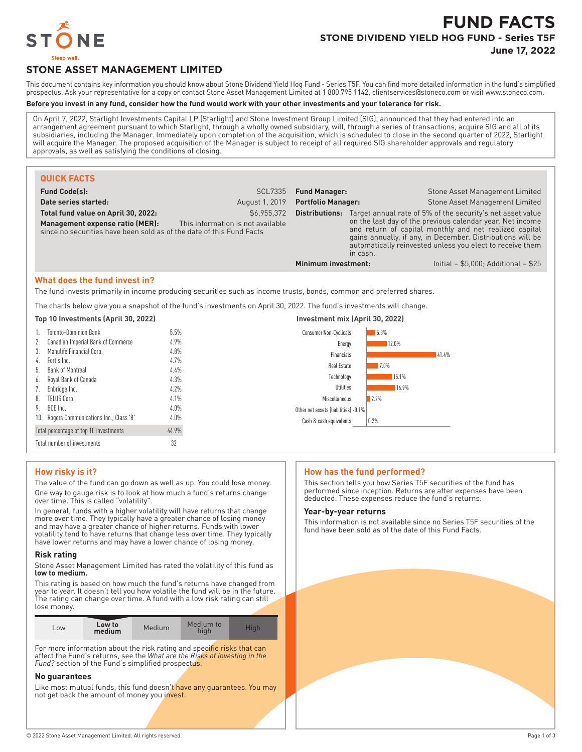# FUND FACTS

## STONE DIVIDEND YIELD HOG FUND - Series T5F

**June 17, 2022**

## STONE ASSET MANAGEMENT LIMITED

This document contains key information you should know about Stone Dividend Yield Hog Fund - Series T5F. You can find more detailed information in the fund's simplified prospectus. Ask your representative for a copy or contact Stone Asset Management Limited at 1 800 795 1142, clientservices@stoneco.com or visit www.stoneco.com.

**Before you invest in any fund, consider how the fund would work with your other investments and your tolerance for risk.**

On April 7, 2022, Starlight Investments Capital LP (Starlight) and Stone Investment Group Limited (SIG), announced that they had entered into an arrangement agreement pursuant to which Starlight, through a wholly owned subsidiary, will, through a series of transactions, acquire SIG and all of its subsidiaries, including the Manager. Immediately upon completion of the acquisition, which is scheduled to close in the second quarter of 2022, Starlight will acquire the Manager. The proposed acquisition of the Manager is subject to receipt of all required SIG shareholder approvals and regulatory approvals, as well as satisfying the conditions of closing.

### QUICK FACTS

| | |
|---|---|
| **Fund Code(s):** | SCL7335 |
| **Date series started:** | August 1, 2019 |
| **Total fund value on April 30, 2022:** | $6,955,372 |
| **Management expense ratio (MER):** | This information is not available since no securities have been sold as of the date of this Fund Facts |
| **Fund Manager:** | Stone Asset Management Limited |
| **Portfolio Manager:** | Stone Asset Management Limited |
| **Distributions:** | Target annual rate of 5% of the security's net asset value on the last day of the previous calendar year. Net income and return of capital monthly and net realized capital gains annually, if any, in December. Distributions will be automatically reinvested unless you elect to receive them in cash. |
| **Minimum investment:** | Initial – $5,000; Additional – $25 |

### What does the fund invest in?

The fund invests primarily in income producing securities such as income trusts, bonds, common and preferred shares.

The charts below give you a snapshot of the fund's investments on April 30, 2022. The fund's investments will change.

**Top 10 Investments (April 30, 2022)**

| | Investment | % |
|---|---|---|
| 1. | Toronto-Dominion Bank | 5.5% |
| 2. | Canadian Imperial Bank of Commerce | 4.9% |
| 3. | Manulife Financial Corp. | 4.8% |
| 4. | Fortis Inc. | 4.7% |
| 5. | Bank of Montreal | 4.4% |
| 6. | Royal Bank of Canada | 4.3% |
| 7. | Enbridge Inc. | 4.2% |
| 8. | TELUS Corp. | 4.1% |
| 9. | BCE Inc. | 4.0% |
| 10. | Rogers Communications Inc., Class 'B' | 4.0% |
| | Total percentage of top 10 investments | 44.9% |
| | Total number of investments | 32 |

**Investment mix (April 30, 2022)**

| Sector | % |
|---|---|
| Consumer Non-Cyclicals | 5.3% |
| Energy | 12.0% |
| Financials | 41.4% |
| Real Estate | 7.0% |
| Technology | 15.1% |
| Utilities | 16.9% |
| Miscellaneous | 2.2% |
| Other net assets (liabilities) | -0.1% |
| Cash & cash equivalents | 0.2% |

### How risky is it?

The value of the fund can go down as well as up. You could lose money.

One way to gauge risk is to look at how much a fund's returns change over time. This is called "volatility".

In general, funds with a higher volatility will have returns that change more over time. They typically have a greater chance of losing money and may have a greater chance of higher returns. Funds with lower volatility tend to have returns that change less over time. They typically have lower returns and may have a lower chance of losing money.

#### Risk rating

Stone Asset Management Limited has rated the volatility of this fund as **low to medium.**

This rating is based on how much the fund's returns have changed from year to year. It doesn't tell you how volatile the fund will be in the future. The rating can change over time. A fund with a low risk rating can still lose money.

| Low | **Low to medium** | Medium | Medium to high | High |
|---|---|---|---|---|

For more information about the risk rating and specific risks that can affect the Fund's returns, see the *What are the Risks of Investing in the Fund?* section of the Fund's simplified prospectus.

#### No guarantees

Like most mutual funds, this fund doesn't have any guarantees. You may not get back the amount of money you invest.

### How has the fund performed?

This section tells you how Series T5F securities of the fund has performed since inception. Returns are after expenses have been deducted. These expenses reduce the fund's returns.

#### Year-by-year returns

This information is not available since no Series T5F securities of the fund have been sold as of the date of this Fund Facts.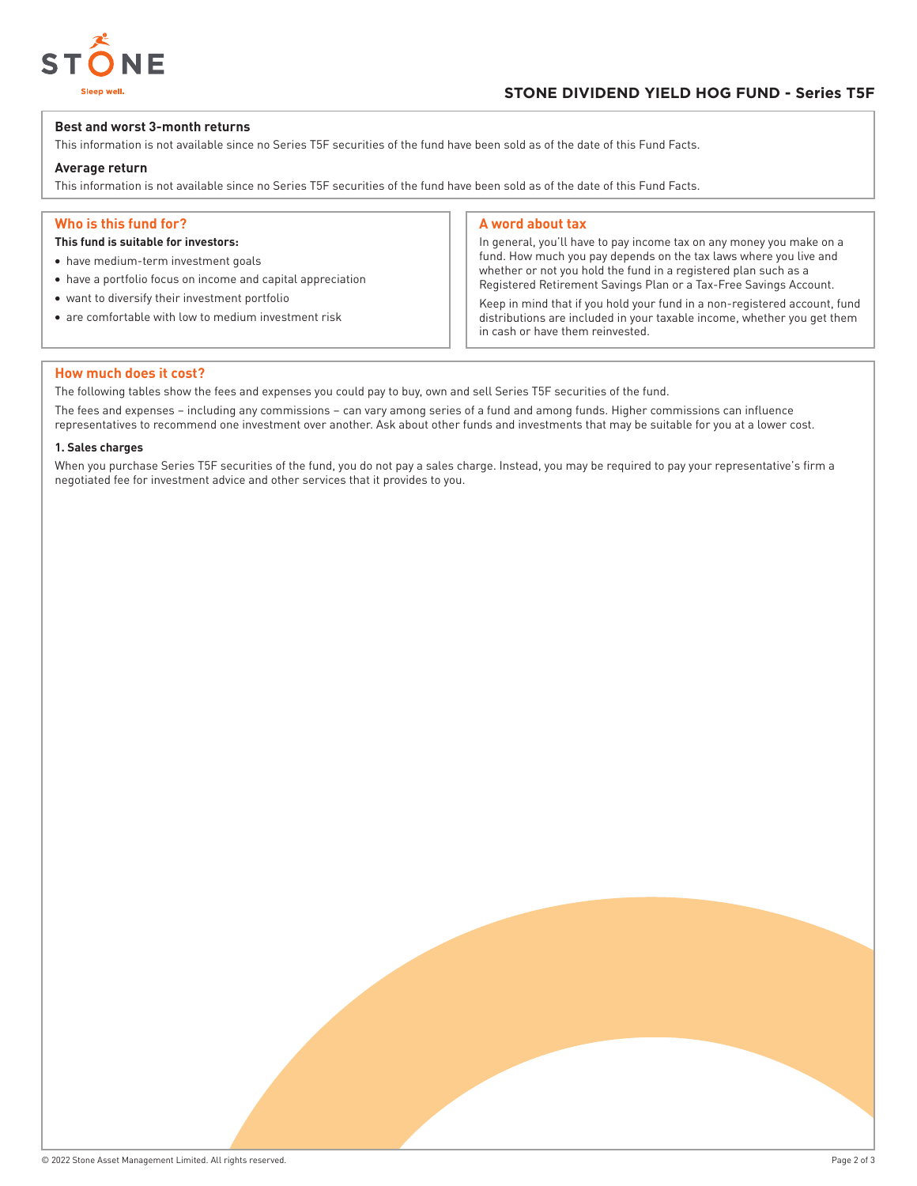## Best and worst 3-month returns

This information is not available since no Series T5F securities of the fund have been sold as of the date of this Fund Facts.

## Average return

This information is not available since no Series T5F securities of the fund have been sold as of the date of this Fund Facts.

## Who is this fund for?

**This fund is suitable for investors:**

- have medium-term investment goals
- have a portfolio focus on income and capital appreciation
- want to diversify their investment portfolio
- are comfortable with low to medium investment risk

## A word about tax

In general, you'll have to pay income tax on any money you make on a fund. How much you pay depends on the tax laws where you live and whether or not you hold the fund in a registered plan such as a Registered Retirement Savings Plan or a Tax-Free Savings Account.

Keep in mind that if you hold your fund in a non-registered account, fund distributions are included in your taxable income, whether you get them in cash or have them reinvested.

## How much does it cost?

The following tables show the fees and expenses you could pay to buy, own and sell Series T5F securities of the fund.

The fees and expenses – including any commissions – can vary among series of a fund and among funds. Higher commissions can influence representatives to recommend one investment over another. Ask about other funds and investments that may be suitable for you at a lower cost.

### 1. Sales charges

When you purchase Series T5F securities of the fund, you do not pay a sales charge. Instead, you may be required to pay your representative's firm a negotiated fee for investment advice and other services that it provides to you.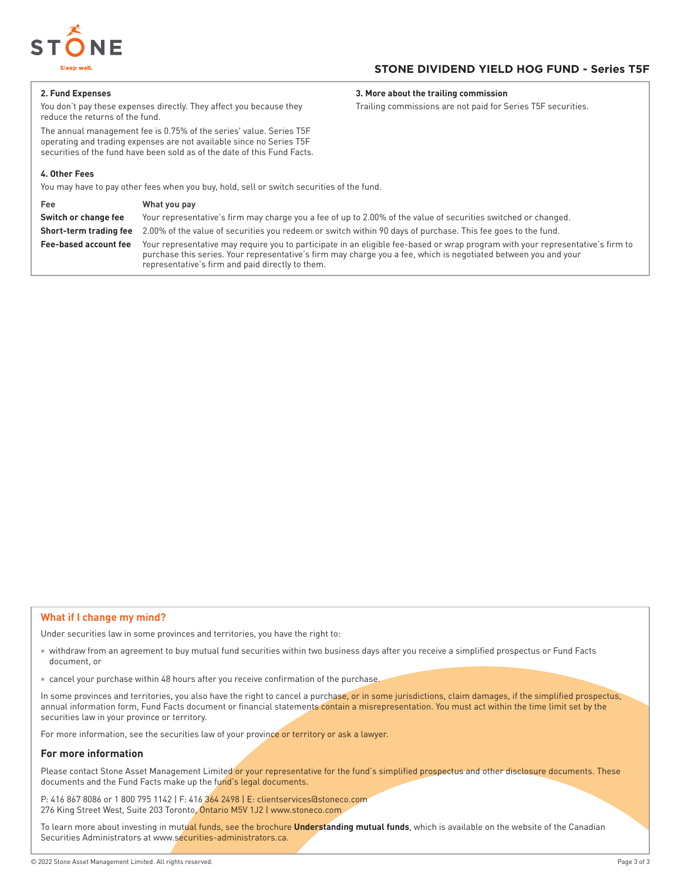## STONE DIVIDEND YIELD HOG FUND - Series T5F

### 2. Fund Expenses

You don't pay these expenses directly. They affect you because they reduce the returns of the fund.

The annual management fee is 0.75% of the series' value. Series T5F operating and trading expenses are not available since no Series T5F securities of the fund have been sold as of the date of this Fund Facts.

### 3. More about the trailing commission

Trailing commissions are not paid for Series T5F securities.

### 4. Other Fees

You may have to pay other fees when you buy, hold, sell or switch securities of the fund.

| Fee | What you pay |
|---|---|
| **Switch or change fee** | Your representative's firm may charge you a fee of up to 2.00% of the value of securities switched or changed. |
| **Short-term trading fee** | 2.00% of the value of securities you redeem or switch within 90 days of purchase. This fee goes to the fund. |
| **Fee-based account fee** | Your representative may require you to participate in an eligible fee-based or wrap program with your representative's firm to purchase this series. Your representative's firm may charge you a fee, which is negotiated between you and your representative's firm and paid directly to them. |

## What if I change my mind?

Under securities law in some provinces and territories, you have the right to:

- withdraw from an agreement to buy mutual fund securities within two business days after you receive a simplified prospectus or Fund Facts document, or
- cancel your purchase within 48 hours after you receive confirmation of the purchase.

In some provinces and territories, you also have the right to cancel a purchase, or in some jurisdictions, claim damages, if the simplified prospectus, annual information form, Fund Facts document or financial statements contain a misrepresentation. You must act within the time limit set by the securities law in your province or territory.

For more information, see the securities law of your province or territory or ask a lawyer.

## For more information

Please contact Stone Asset Management Limited or your representative for the fund's simplified prospectus and other disclosure documents. These documents and the Fund Facts make up the fund's legal documents.

P: 416 867 8086 or 1 800 795 1142 | F: 416 364 2498 | E: clientservices@stoneco.com
276 King Street West, Suite 203 Toronto, Ontario M5V 1J2 | www.stoneco.com

To learn more about investing in mutual funds, see the brochure **Understanding mutual funds**, which is available on the website of the Canadian Securities Administrators at www.securities-administrators.ca.

© 2022 Stone Asset Management Limited. All rights reserved.